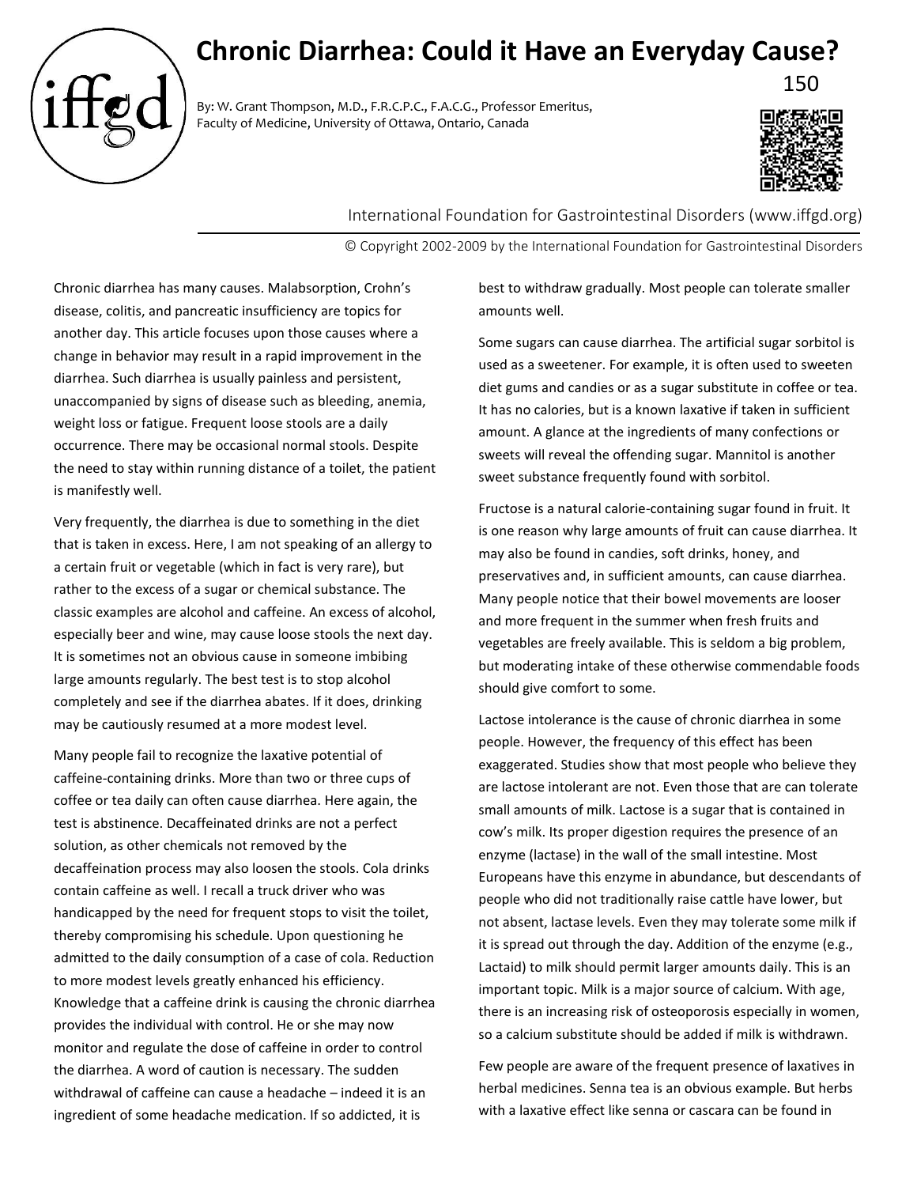# Chronic Diarrhea: Could it Have an Everyday Cause?

150

By: W. Grant Thompson, M.D., F.R.C.P.C., F.A.C.G., Professor Emeritus, Faculty of Medicine, University of Ottawa, Ontario, Canada

International Foundation for Gastrointestinal Disorders (www.iffgd.org)

© Copyright 2002-2009 by the International Foundation for Gastrointestinal Disorders

Chronic diarrhea has many causes. Malabsorption, Crohn's disease, colitis, and pancreatic insufficiency are topics for another day. This article focuses upon those causes where a change in behavior may result in a rapid improvement in the diarrhea. Such diarrhea is usually painless and persistent, unaccompanied by signs of disease such as bleeding, anemia, weight loss or fatigue. Frequent loose stools are a daily occurrence. There may be occasional normal stools. Despite the need to stay within running distance of a toilet, the patient is manifestly well.

Very frequently, the diarrhea is due to something in the diet that is taken in excess. Here, I am not speaking of an allergy to a certain fruit or vegetable (which in fact is very rare), but rather to the excess of a sugar or chemical substance. The classic examples are alcohol and caffeine. An excess of alcohol, especially beer and wine, may cause loose stools the next day. It is sometimes not an obvious cause in someone imbibing large amounts regularly. The best test is to stop alcohol completely and see if the diarrhea abates. If it does, drinking may be cautiously resumed at a more modest level.

Many people fail to recognize the laxative potential of caffeine-containing drinks. More than two or three cups of coffee or tea daily can often cause diarrhea. Here again, the test is abstinence. Decaffeinated drinks are not a perfect solution, as other chemicals not removed by the decaffeination process may also loosen the stools. Cola drinks contain caffeine as well. I recall a truck driver who was handicapped by the need for frequent stops to visit the toilet, thereby compromising his schedule. Upon questioning he admitted to the daily consumption of a case of cola. Reduction to more modest levels greatly enhanced his efficiency. Knowledge that a caffeine drink is causing the chronic diarrhea provides the individual with control. He or she may now monitor and regulate the dose of caffeine in order to control the diarrhea. A word of caution is necessary. The sudden withdrawal of caffeine can cause a headache – indeed it is an ingredient of some headache medication. If so addicted, it is best to withdraw gradually. Most people can tolerate smaller amounts well.

Some sugars can cause diarrhea. The artificial sugar sorbitol is used as a sweetener. For example, it is often used to sweeten diet gums and candies or as a sugar substitute in coffee or tea. It has no calories, but is a known laxative if taken in sufficient amount. A glance at the ingredients of many confections or sweets will reveal the offending sugar. Mannitol is another sweet substance frequently found with sorbitol.

Fructose is a natural calorie-containing sugar found in fruit. It is one reason why large amounts of fruit can cause diarrhea. It may also be found in candies, soft drinks, honey, and preservatives and, in sufficient amounts, can cause diarrhea. Many people notice that their bowel movements are looser and more frequent in the summer when fresh fruits and vegetables are freely available. This is seldom a big problem, but moderating intake of these otherwise commendable foods should give comfort to some.

Lactose intolerance is the cause of chronic diarrhea in some people. However, the frequency of this effect has been exaggerated. Studies show that most people who believe they are lactose intolerant are not. Even those that are can tolerate small amounts of milk. Lactose is a sugar that is contained in cow's milk. Its proper digestion requires the presence of an enzyme (lactase) in the wall of the small intestine. Most Europeans have this enzyme in abundance, but descendants of people who did not traditionally raise cattle have lower, but not absent, lactase levels. Even they may tolerate some milk if it is spread out through the day. Addition of the enzyme (e.g., Lactaid) to milk should permit larger amounts daily. This is an important topic. Milk is a major source of calcium. With age, there is an increasing risk of osteoporosis especially in women, so a calcium substitute should be added if milk is withdrawn.

Few people are aware of the frequent presence of laxatives in herbal medicines. Senna tea is an obvious example. But herbs with a laxative effect like senna or cascara can be found in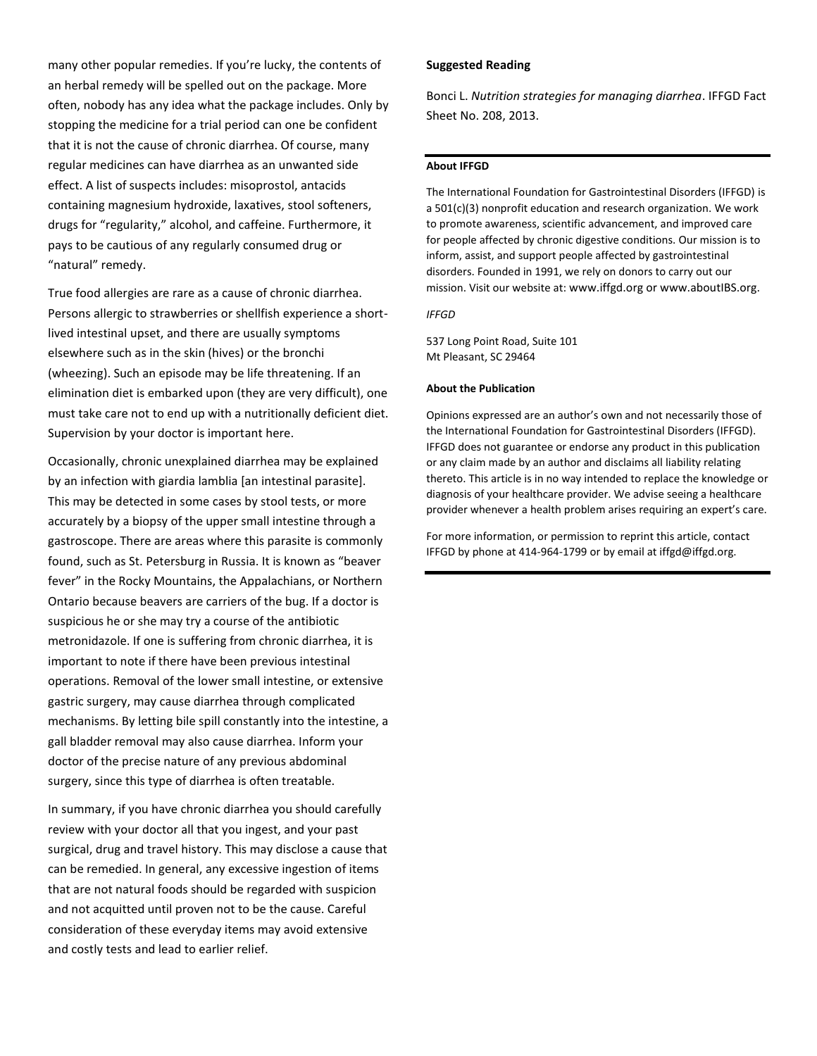many other popular remedies. If you're lucky, the contents of an herbal remedy will be spelled out on the package. More often, nobody has any idea what the package includes. Only by stopping the medicine for a trial period can one be confident that it is not the cause of chronic diarrhea. Of course, many regular medicines can have diarrhea as an unwanted side effect. A list of suspects includes: misoprostol, antacids containing magnesium hydroxide, laxatives, stool softeners, drugs for "regularity," alcohol, and caffeine. Furthermore, it pays to be cautious of any regularly consumed drug or "natural" remedy.

True food allergies are rare as a cause of chronic diarrhea. Persons allergic to strawberries or shellfish experience a short-lived intestinal upset, and there are usually symptoms elsewhere such as in the skin (hives) or the bronchi (wheezing). Such an episode may be life threatening. If an elimination diet is embarked upon (they are very difficult), one must take care not to end up with a nutritionally deficient diet. Supervision by your doctor is important here.

Occasionally, chronic unexplained diarrhea may be explained by an infection with giardia lamblia [an intestinal parasite]. This may be detected in some cases by stool tests, or more accurately by a biopsy of the upper small intestine through a gastroscope. There are areas where this parasite is commonly found, such as St. Petersburg in Russia. It is known as "beaver fever" in the Rocky Mountains, the Appalachians, or Northern Ontario because beavers are carriers of the bug. If a doctor is suspicious he or she may try a course of the antibiotic metronidazole. If one is suffering from chronic diarrhea, it is important to note if there have been previous intestinal operations. Removal of the lower small intestine, or extensive gastric surgery, may cause diarrhea through complicated mechanisms. By letting bile spill constantly into the intestine, a gall bladder removal may also cause diarrhea. Inform your doctor of the precise nature of any previous abdominal surgery, since this type of diarrhea is often treatable.

In summary, if you have chronic diarrhea you should carefully review with your doctor all that you ingest, and your past surgical, drug and travel history. This may disclose a cause that can be remedied. In general, any excessive ingestion of items that are not natural foods should be regarded with suspicion and not acquitted until proven not to be the cause. Careful consideration of these everyday items may avoid extensive and costly tests and lead to earlier relief.

**Suggested Reading**

Bonci L. *Nutrition strategies for managing diarrhea*. IFFGD Fact Sheet No. 208, 2013.

**About IFFGD**

The International Foundation for Gastrointestinal Disorders (IFFGD) is a 501(c)(3) nonprofit education and research organization. We work to promote awareness, scientific advancement, and improved care for people affected by chronic digestive conditions. Our mission is to inform, assist, and support people affected by gastrointestinal disorders. Founded in 1991, we rely on donors to carry out our mission. Visit our website at: www.iffgd.org or www.aboutIBS.org.

*IFFGD*

537 Long Point Road, Suite 101
Mt Pleasant, SC 29464

**About the Publication**

Opinions expressed are an author's own and not necessarily those of the International Foundation for Gastrointestinal Disorders (IFFGD). IFFGD does not guarantee or endorse any product in this publication or any claim made by an author and disclaims all liability relating thereto. This article is in no way intended to replace the knowledge or diagnosis of your healthcare provider. We advise seeing a healthcare provider whenever a health problem arises requiring an expert's care.

For more information, or permission to reprint this article, contact IFFGD by phone at 414-964-1799 or by email at iffgd@iffgd.org.